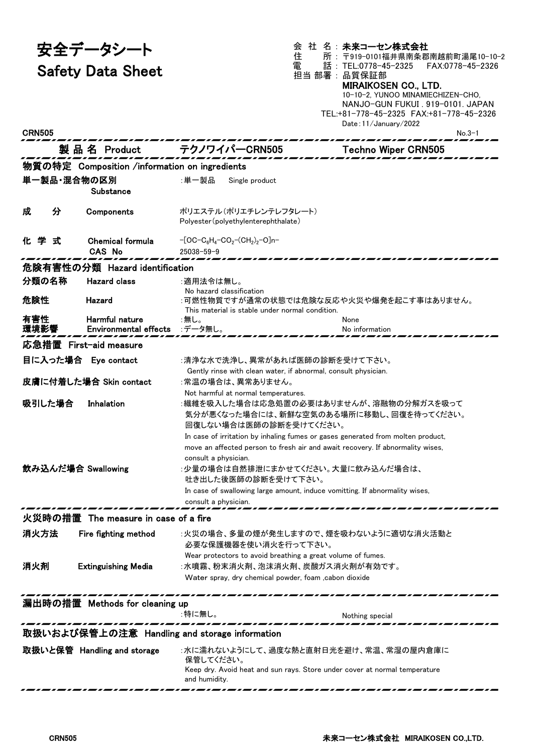# 安全データシート
# Safety Data Sheet

会 社 名：**未来コーセン株式会社**
住　　所：〒919-0101福井県南条郡南越前町湯尾10-10-2
電　　話：TEL:0778-45-2325　　FAX:0778-45-2326
担当 部署：品質保証部

**MIRAIKOSEN CO., LTD.**
10-10-2, YUNOO MINAMIECHIZEN-CHO,
NANJO-GUN FUKUI . 919-0101. JAPAN
TEL:+81-778-45-2325　FAX:+81-778-45-2326
Date：11/January/2022

CRN505　　No.3-1

## 製品名 Product　テクノワイパーCRN505　Techno Wiper CRN505

## 物質の特定 Composition /information on ingredients

**単一製品・混合物の区別** Substance　：単一製品　Single product

**成　分** Components　ポリエステル（ポリエチレンテレフタレート）
Polyester（polyethylenterephthalate）

**化 学 式** Chemical formula　$-[OC-C_6H_4-CO_2-(CH_2)_2-O]n-$
CAS No　25038-59-9

## 危険有害性の分類 Hazard identification

**分類の名称** Hazard class　：適用法令は無し。
No hazard classification

**危険性** Hazard　：可燃性物質ですが通常の状態では危険な反応や火災や爆発を起こす事はありません。
This material is stable under normal condition.

**有害性** Harmful nature　：無し。　None

**環境影響** Environmental effects　：データ無し。　No information

## 応急措置 First-aid measure

**目に入った場合** Eye contact　：清浄な水で洗浄し、異常があれば医師の診断を受けて下さい。
Gently rinse with clean water, if abnormal, consult physician.

**皮膚に付着した場合** Skin contact　：常温の場合は、異常ありません。
Not harmful at normal temperatures.

**吸引した場合** Inhalation　：繊維を吸入した場合は応急処置の必要はありませんが、溶融物の分解ガスを吸って気分が悪くなった場合には、新鮮な空気のある場所に移動し、回復を待ってください。回復しない場合は医師の診断を受けてください。
In case of irritation by inhaling fumes or gases generated from molten product, move an affected person to fresh air and await recovery. If abnormality wises, consult a physician.

**飲み込んだ場合** Swallowing　：少量の場合は自然排泄にまかせてください。大量に飲み込んだ場合は、吐き出した後医師の診断を受けて下さい。
In case of swallowing large amount, induce vomitting. If abnormality wises, consult a physician.

## 火災時の措置 The measure in case of a fire

**消火方法** Fire fighting method　：火災の場合、多量の煙が発生しますので、煙を吸わないように適切な消火活動と必要な保護機器を使い消火を行って下さい。
Wear protectors to avoid breathing a great volume of fumes.

**消火剤** Extinguishing Media　：水噴霧、粉末消火剤、泡沫消火剤、炭酸ガス消火剤が有効です。
Water spray, dry chemical powder, foam ,cabon dioxide

## 漏出時の措置 Methods for cleaning up

：特に無し。　Nothing special

## 取扱いおよび保管上の注意 Handling and storage information

**取扱いと保管** Handling and storage　：水に濡れないようにして、過度な熱と直射日光を避け、常温、常湿の屋内倉庫に保管してください。
Keep dry. Avoid heat and sun rays. Store under cover at normal temperature and humidity.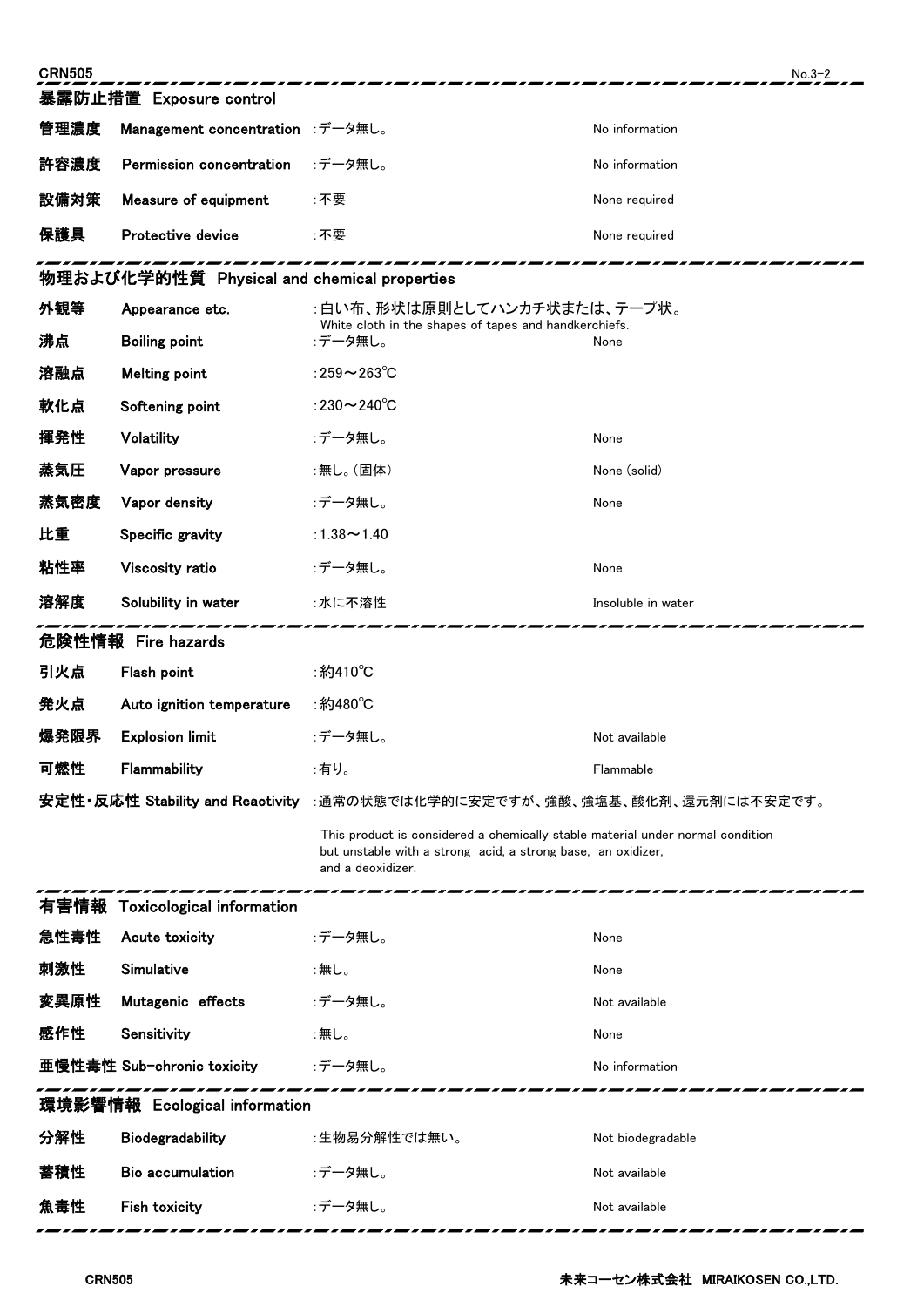## 暴露防止措置　Exposure control

| | | | |
|---|---|---|---|
| 管理濃度 | Management concentration | :データ無し。 | No information |
| 許容濃度 | Permission concentration | :データ無し。 | No information |
| 設備対策 | Measure of equipment | :不要 | None required |
| 保護具 | Protective device | :不要 | None required |

## 物理および化学的性質　Physical and chemical properties

| | | | |
|---|---|---|---|
| 外観等 | Appearance etc. | :白い布、形状は原則としてハンカチ状または、テープ状。<br>White cloth in the shapes of tapes and handkerchiefs. | |
| 沸点 | Boiling point | :データ無し。 | None |
| 溶融点 | Melting point | :259～263℃ | |
| 軟化点 | Softening point | :230～240℃ | |
| 揮発性 | Volatility | :データ無し。 | None |
| 蒸気圧 | Vapor pressure | :無し。(固体) | None (solid) |
| 蒸気密度 | Vapor density | :データ無し。 | None |
| 比重 | Specific gravity | :1.38～1.40 | |
| 粘性率 | Viscosity ratio | :データ無し。 | None |
| 溶解度 | Solubility in water | :水に不溶性 | Insoluble in water |

## 危険性情報　Fire hazards

| | | | |
|---|---|---|---|
| 引火点 | Flash point | :約410℃ | |
| 発火点 | Auto ignition temperature | :約480℃ | |
| 爆発限界 | Explosion limit | :データ無し。 | Not available |
| 可燃性 | Flammability | :有り。 | Flammable |

**安定性･反応性 Stability and Reactivity**　:通常の状態では化学的に安定ですが、強酸、強塩基、酸化剤、還元剤には不安定です。

This product is considered a chemically stable material under normal condition but unstable with a strong acid, a strong base, an oxidizer, and a deoxidizer.

## 有害情報　Toxicological information

| | | | |
|---|---|---|---|
| 急性毒性 | Acute toxicity | :データ無し。 | None |
| 刺激性 | Simulative | :無し。 | None |
| 変異原性 | Mutagenic effects | :データ無し。 | Not available |
| 感作性 | Sensitivity | :無し。 | None |
| 亜慢性毒性 | Sub-chronic toxicity | :データ無し。 | No information |

## 環境影響情報　Ecological information

| | | | |
|---|---|---|---|
| 分解性 | Biodegradability | :生物易分解性では無い。 | Not biodegradable |
| 蓄積性 | Bio accumulation | :データ無し。 | Not available |
| 魚毒性 | Fish toxicity | :データ無し。 | Not available |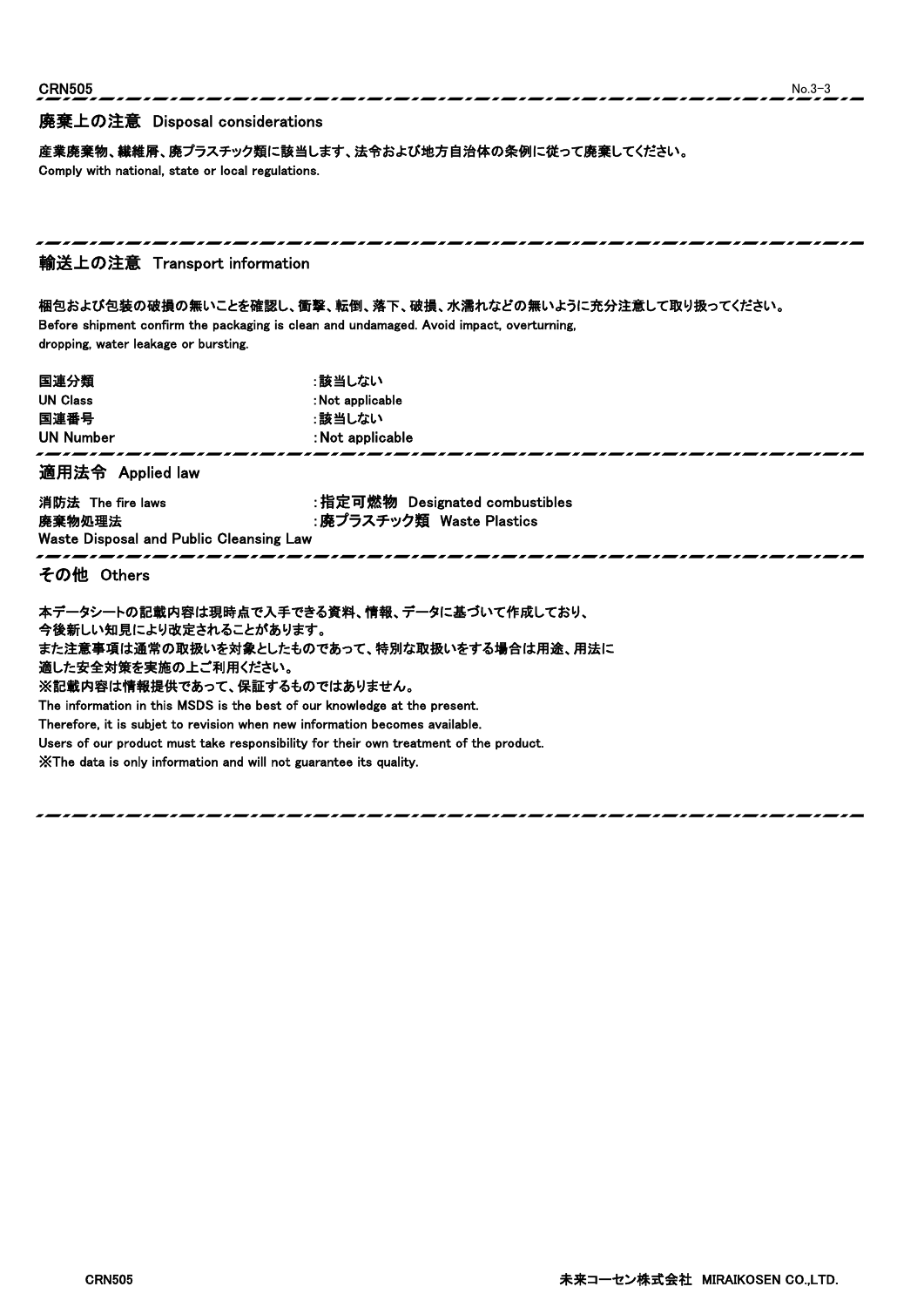## 廃棄上の注意 Disposal considerations

**産業廃棄物、繊維屑、廃プラスチック類に該当します、法令および地方自治体の条例に従って廃棄してください。**
**Comply with national, state or local regulations.**

## 輸送上の注意 Transport information

**梱包および包装の破損の無いことを確認し、衝撃、転倒、落下、破損、水濡れなどの無いように充分注意して取り扱ってください。**
**Before shipment confirm the packaging is clean and undamaged. Avoid impact, overturning, dropping, water leakage or bursting.**

| | |
|---|---|
| 国連分類 | :該当しない |
| UN Class | :Not applicable |
| 国連番号 | :該当しない |
| UN Number | :Not applicable |

## 適用法令 Applied law

| | |
|---|---|
| 消防法 The fire laws | :指定可燃物 Designated combustibles |
| 廃棄物処理法 Waste Disposal and Public Cleansing Law | :廃プラスチック類 Waste Plastics |

## その他 Others

**本データシートの記載内容は現時点で入手できる資料、情報、データに基づいて作成しており、**
**今後新しい知見により改定されることがあります。**
**また注意事項は通常の取扱いを対象としたものであって、特別な取扱いをする場合は用途、用法に**
**適した安全対策を実施の上ご利用ください。**
**※記載内容は情報提供であって、保証するものではありません。**
**The information in this MSDS is the best of our knowledge at the present.**
**Therefore, it is subjet to revision when new information becomes available.**
**Users of our product must take responsibility for their own treatment of the product.**
**※The data is only information and will not guarantee its quality.**